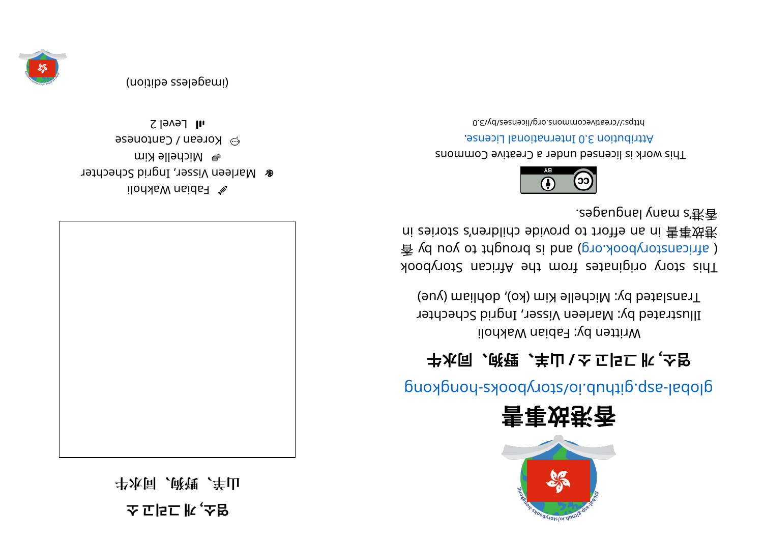# 香港故事書

global-asp.github.io/storybooks-hongkong

## 염소, 개 그리고 소 / 山羊、野狗、同水牛

Written by: Fabian Wakholi

Illustrated by: Marleen Visser, Ingrid Schechter

Translated by: Michelle Kim (ko), dohliam (yue)

This story originates from the African Storybook ( africanstorybook.org ) and is brought to you by 香港故事書 in an effort to provide children's stories in 香港's many languages.

This work is licensed under a Creative Commons Attribution 3.0 International License.

https://creativecommons.org/licenses/by/3.0

# 염소, 개 그리고 소

# 山羊、野狗、同水牛

Fabian Wakholi

Marleen Visser, Ingrid Schechter

Michelle Kim

Korean / Cantonese

Level 2

(imageless edition)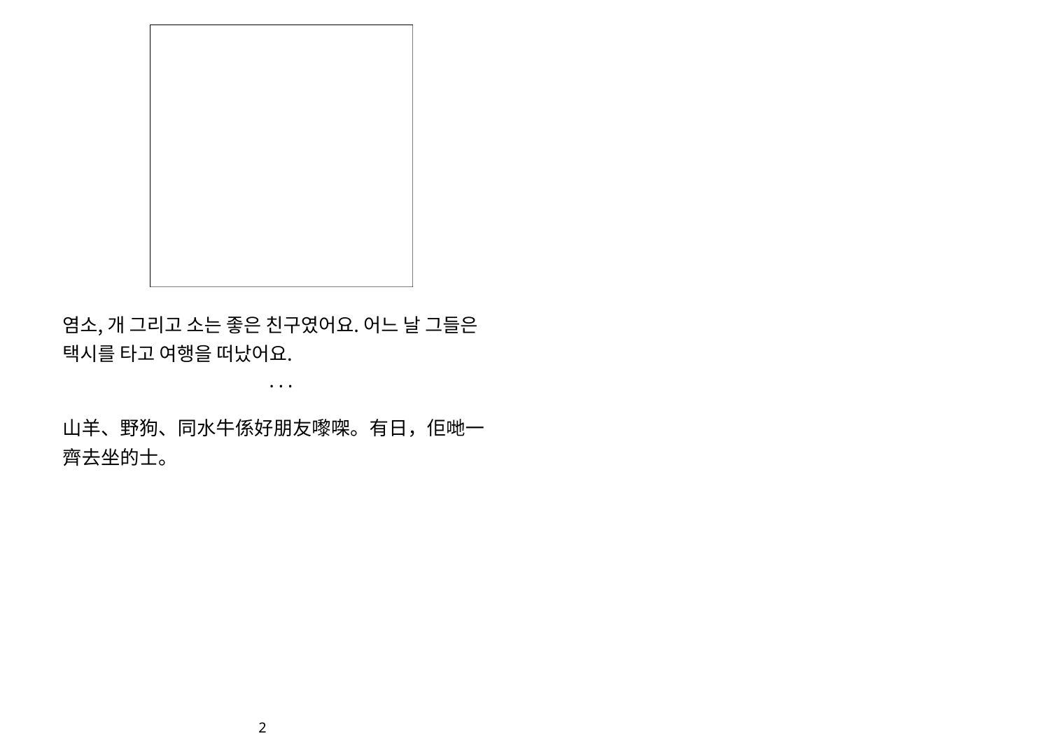염소, 개 그리고 소는 좋은 친구였어요. 어느 날 그들은 택시를 타고 여행을 떠났어요.

· · ·

山羊、野狗、同水牛係好朋友嚟㗎。有日，佢哋一齊去坐的士。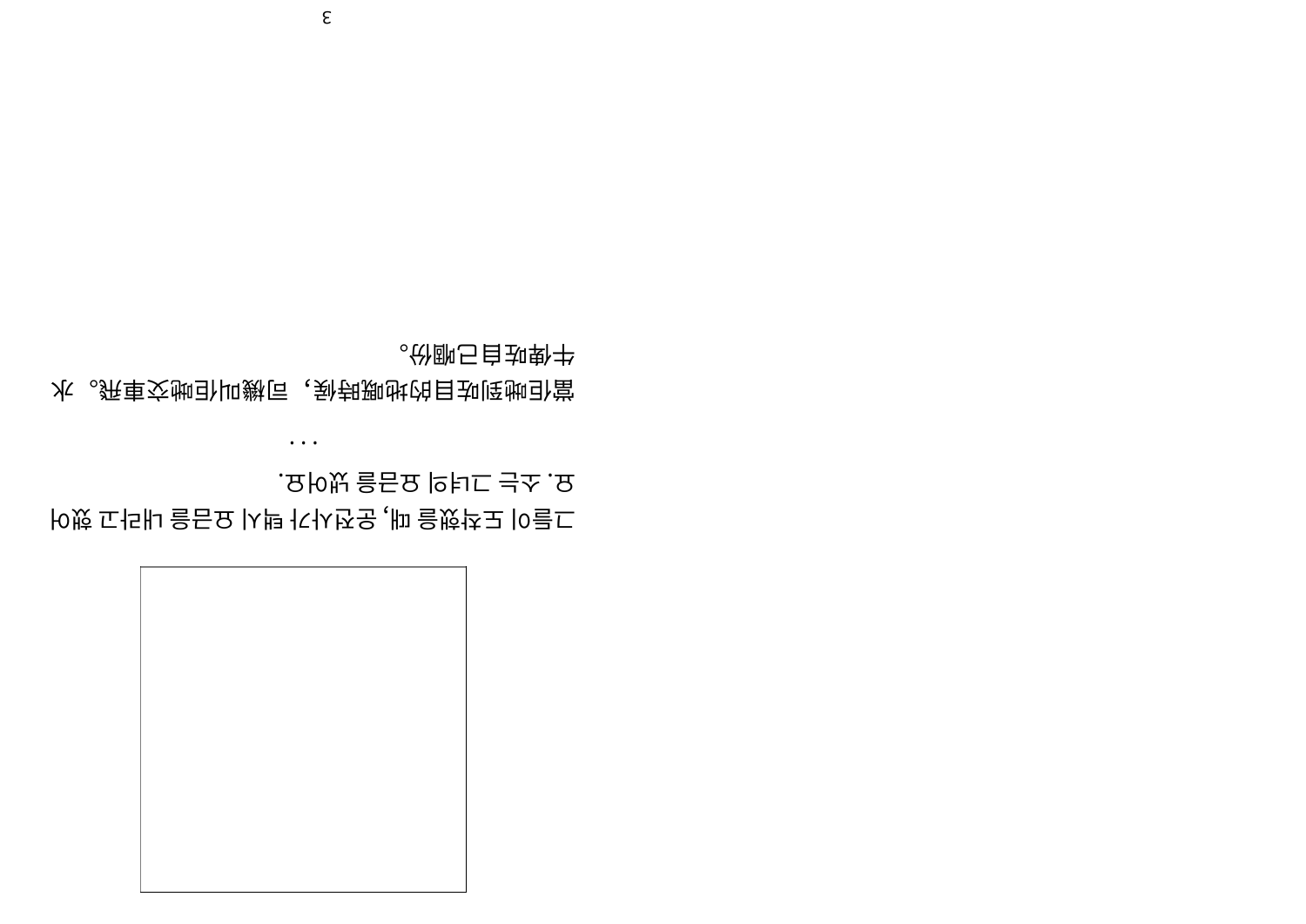그들이 도착했을 때, 운전사가 택시 요금을 내라고 했어요. 소는 그녀의 요금을 냈어요.

...

當佢哋到咗目的地嘅時候，司機叫佢哋交車費。水牛俾咗自己嗰份。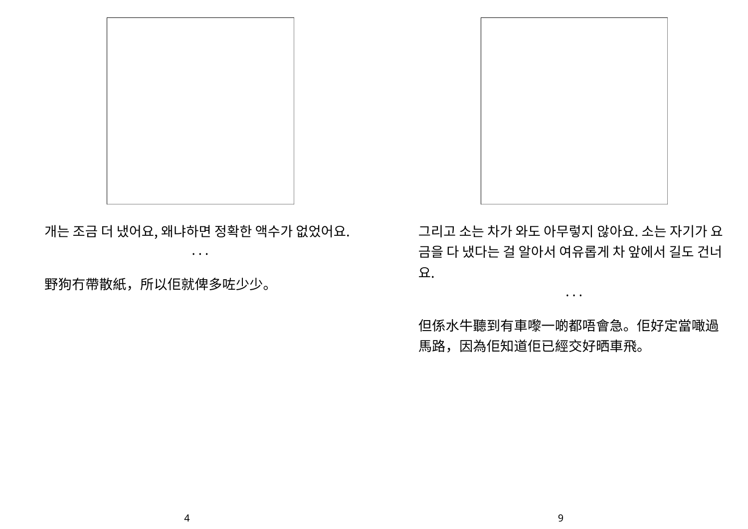개는 조금 더 냈어요, 왜냐하면 정확한 액수가 없었어요.

· · ·

野狗冇帶散紙，所以佢就俾多咗少少。

그리고 소는 차가 와도 아무렇지 않아요. 소는 자기가 요금을 다 냈다는 걸 알아서 여유롭게 차 앞에서 길도 건너요.

· · ·

但係水牛聽到有車嚟一啲都唔會急。佢好定當噉過馬路，因為佢知道佢已經交好晒車飛。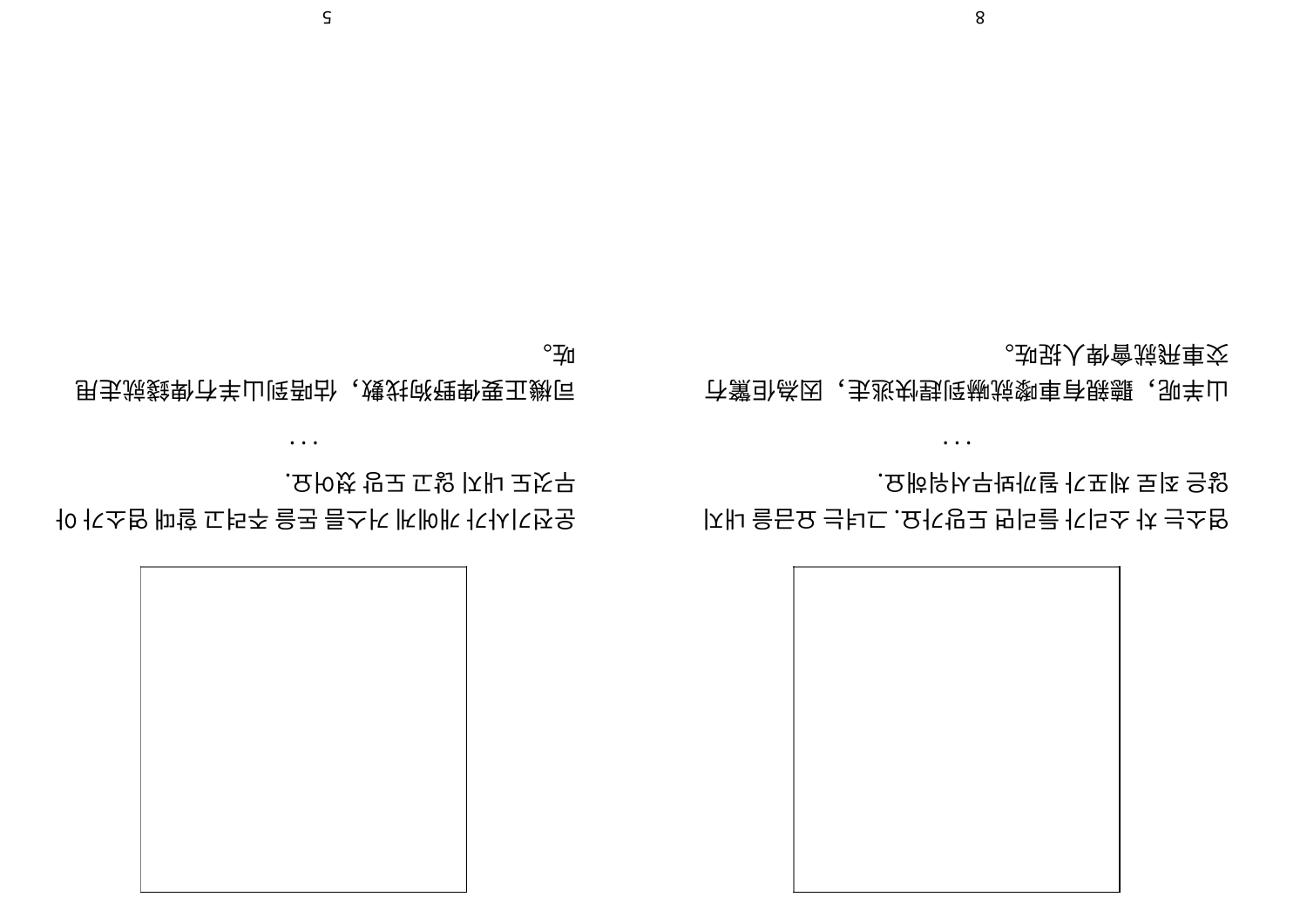염소는 차 소리가 들리면 도망가요. 그거는 요금을 내지 않은 채로 차표가 들킬까봐 무서워해요.

...

山羊呢，聽親有車聲就嚇到趕快逃走，因為佢驚冇交車飛就會俾人捉咗。

운전기사가 개에게 거스름돈을 주려고 할 때 염소가 아무것도 내지 않고 도망 갔어요.

...

司機正要俾野狗找數，估唔到山羊冇俾錢就走甩咗。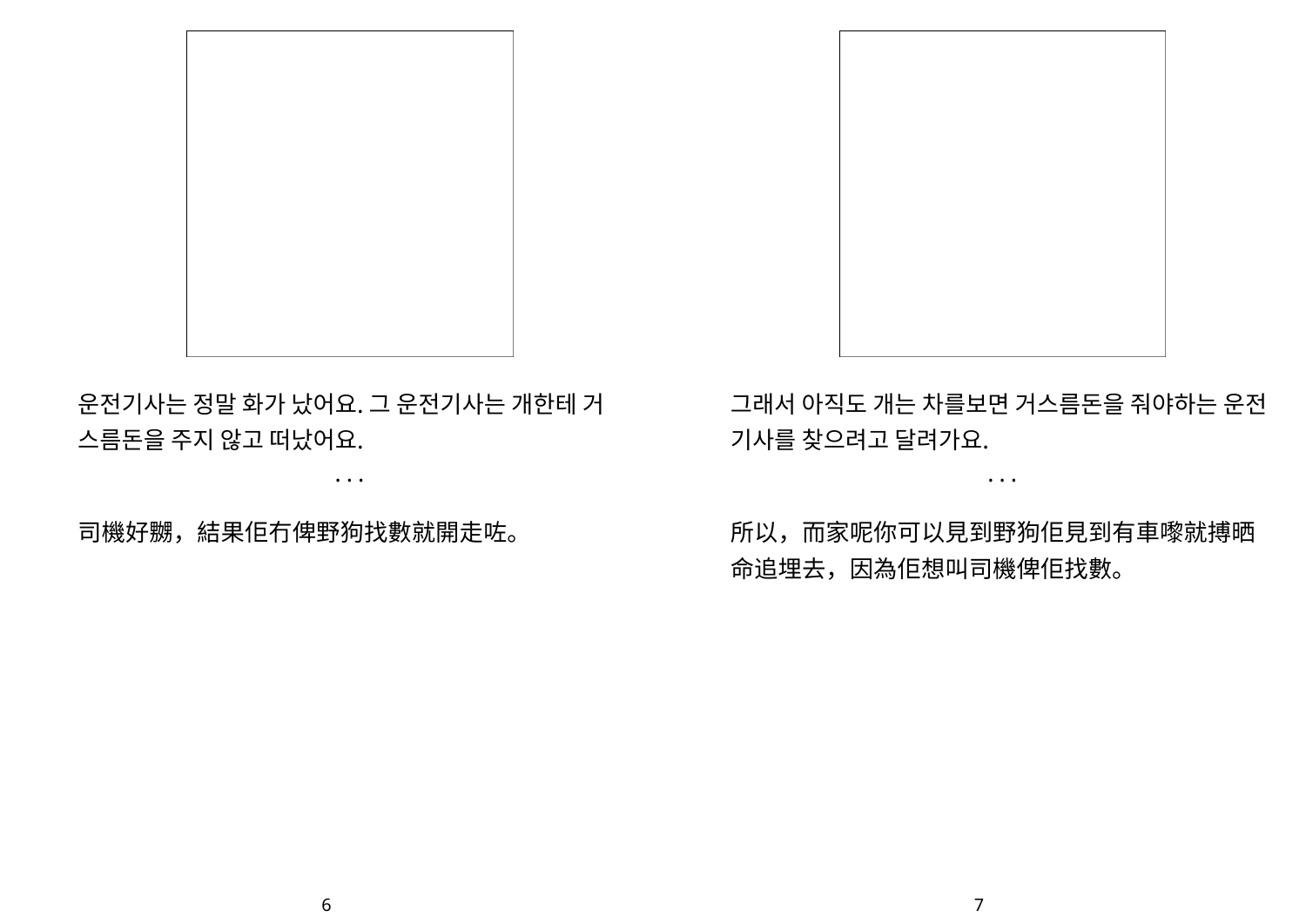운전기사는 정말 화가 났어요. 그 운전기사는 개한테 거스름돈을 주지 않고 떠났어요.

. . .

司機好嬲，結果佢冇俾野狗找數就開走咗。

그래서 아직도 개는 차를보면 거스름돈을 줘야하는 운전기사를 찾으려고 달려가요.

. . .

所以，而家呢你可以見到野狗佢見到有車嚟就搏晒命追埋去，因為佢想叫司機俾佢找數。